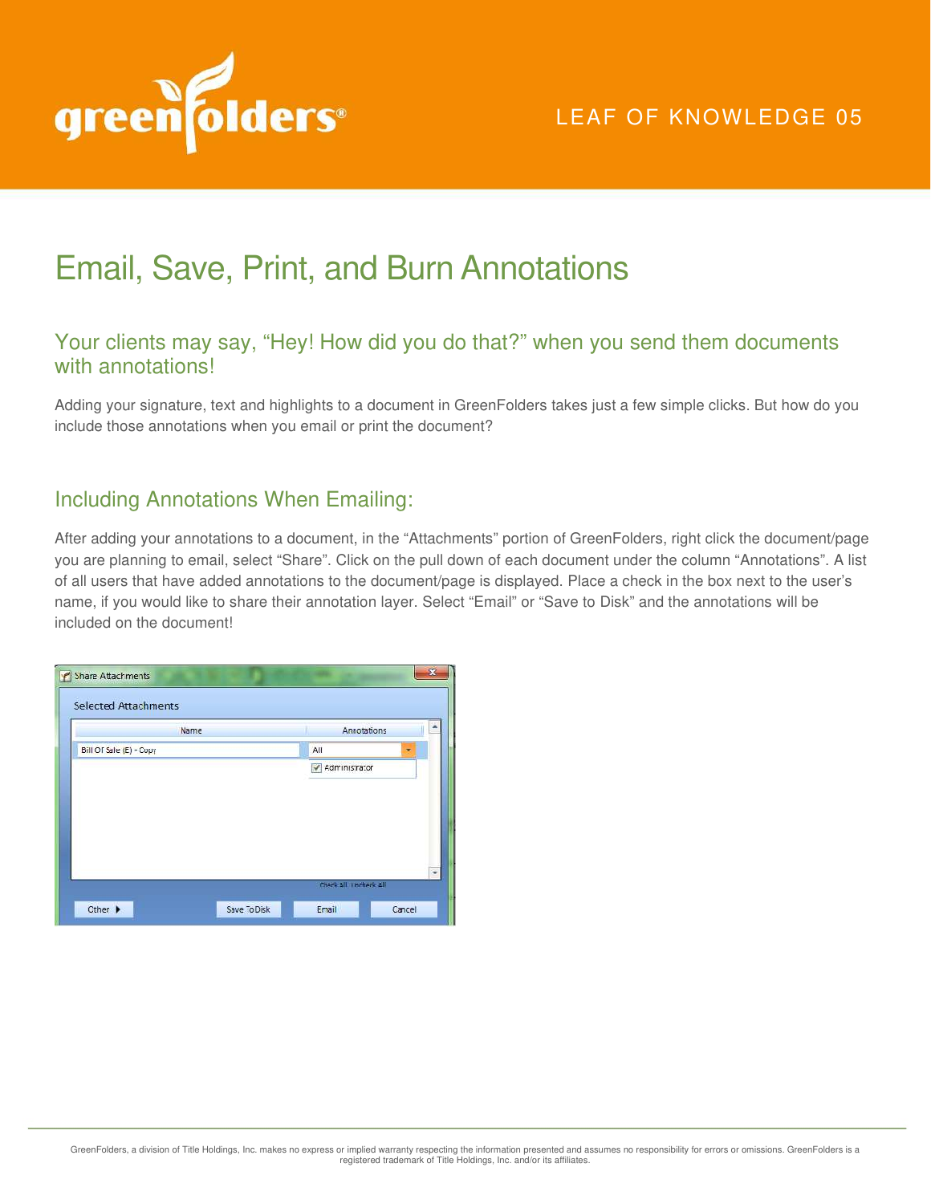LEAF OF KNOWLEDGE 05

# Email, Save, Print, and Burn Annotations

## Your clients may say, "Hey! How did you do that?" when you send them documents with annotations!

Adding your signature, text and highlights to a document in GreenFolders takes just a few simple clicks. But how do you include those annotations when you email or print the document?

## Including Annotations When Emailing:

After adding your annotations to a document, in the "Attachments" portion of GreenFolders, right click the document/page you are planning to email, select "Share". Click on the pull down of each document under the column "Annotations". A list of all users that have added annotations to the document/page is displayed. Place a check in the box next to the user's name, if you would like to share their annotation layer. Select "Email" or "Save to Disk" and the annotations will be included on the document!

GreenFolders, a division of Title Holdings, Inc. makes no express or implied warranty respecting the information presented and assumes no responsibility for errors or omissions. GreenFolders is a registered trademark of Title Holdings, Inc. and/or its affiliates.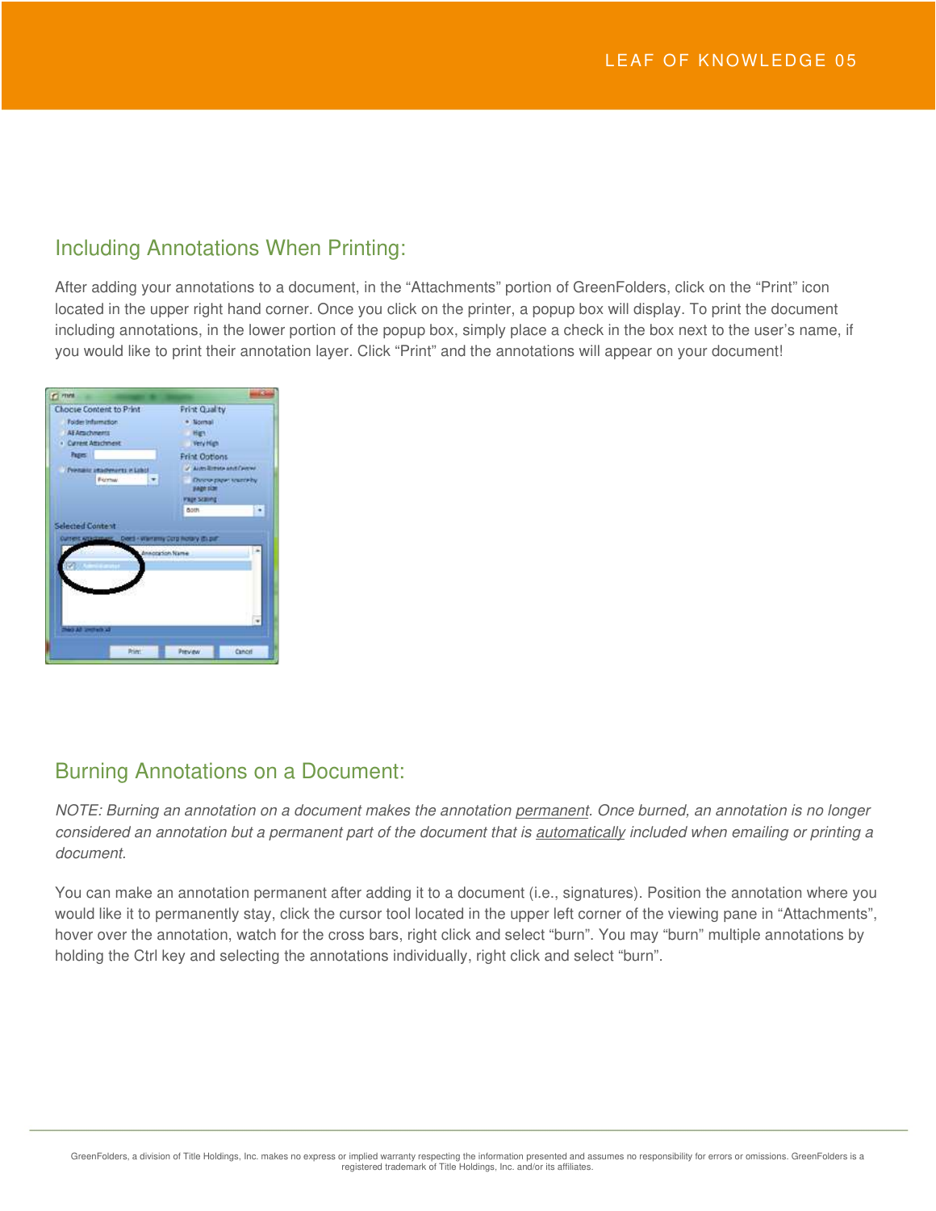## Including Annotations When Printing:

After adding your annotations to a document, in the "Attachments" portion of GreenFolders, click on the "Print" icon located in the upper right hand corner. Once you click on the printer, a popup box will display. To print the document including annotations, in the lower portion of the popup box, simply place a check in the box next to the user's name, if you would like to print their annotation layer. Click "Print" and the annotations will appear on your document!

## Burning Annotations on a Document:

*NOTE: Burning an annotation on a document makes the annotation permanent. Once burned, an annotation is no longer considered an annotation but a permanent part of the document that is automatically included when emailing or printing a document.*

You can make an annotation permanent after adding it to a document (i.e., signatures). Position the annotation where you would like it to permanently stay, click the cursor tool located in the upper left corner of the viewing pane in "Attachments", hover over the annotation, watch for the cross bars, right click and select "burn". You may "burn" multiple annotations by holding the Ctrl key and selecting the annotations individually, right click and select "burn".

GreenFolders, a division of Title Holdings, Inc. makes no express or implied warranty respecting the information presented and assumes no responsibility for errors or omissions. GreenFolders is a registered trademark of Title Holdings, Inc. and/or its affiliates.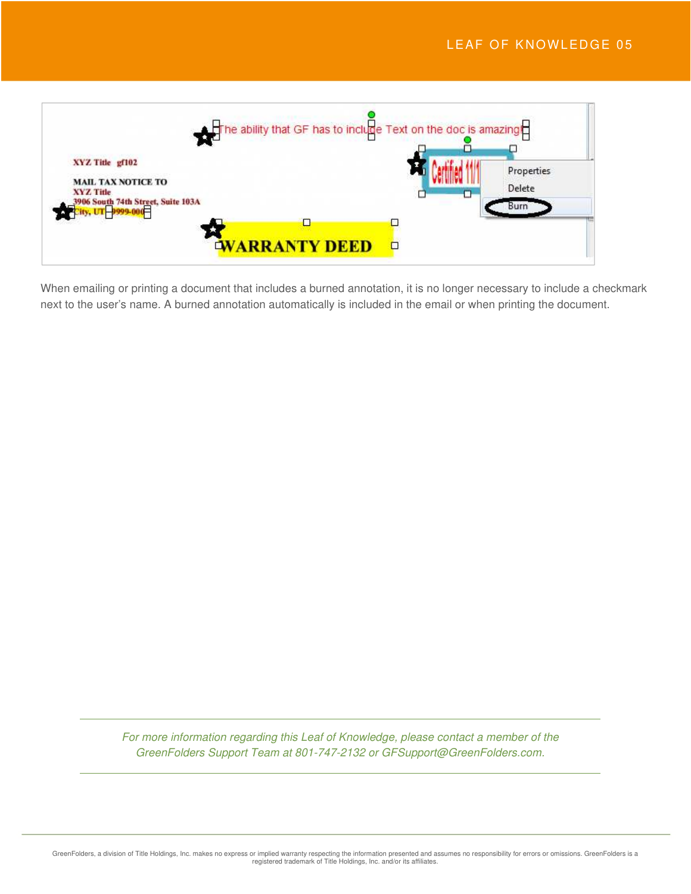When emailing or printing a document that includes a burned annotation, it is no longer necessary to include a checkmark next to the user's name. A burned annotation automatically is included in the email or when printing the document.

*For more information regarding this Leaf of Knowledge, please contact a member of the GreenFolders Support Team at 801-747-2132 or GFSupport@GreenFolders.com.*

GreenFolders, a division of Title Holdings, Inc. makes no express or implied warranty respecting the information presented and assumes no responsibility for errors or omissions. GreenFolders is a registered trademark of Title Holdings, Inc. and/or its affiliates.